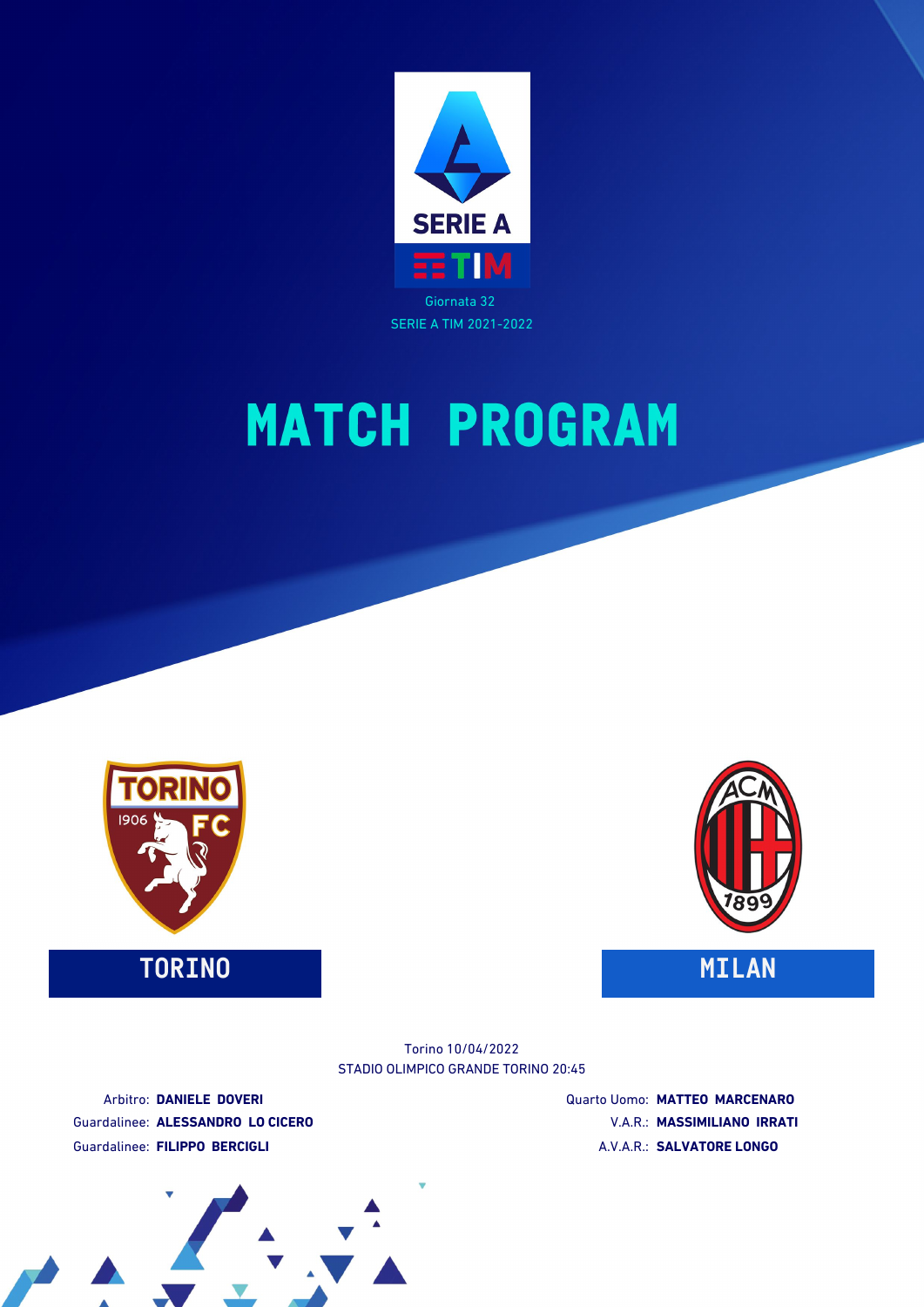Giornata 32

SERIE A TIM 2021-2022

# MATCH PROGRAM

**TORINO** — **MILAN**

Torino 10/04/2022

STADIO OLIMPICO GRANDE TORINO 20:45

Arbitro: **DANIELE DOVERI**

Guardalinee: **ALESSANDRO LO CICERO**

Guardalinee: **FILIPPO BERCIGLI**

Quarto Uomo: **MATTEO MARCENARO**

V.A.R.: **MASSIMILIANO IRRATI**

A.V.A.R.: **SALVATORE LONGO**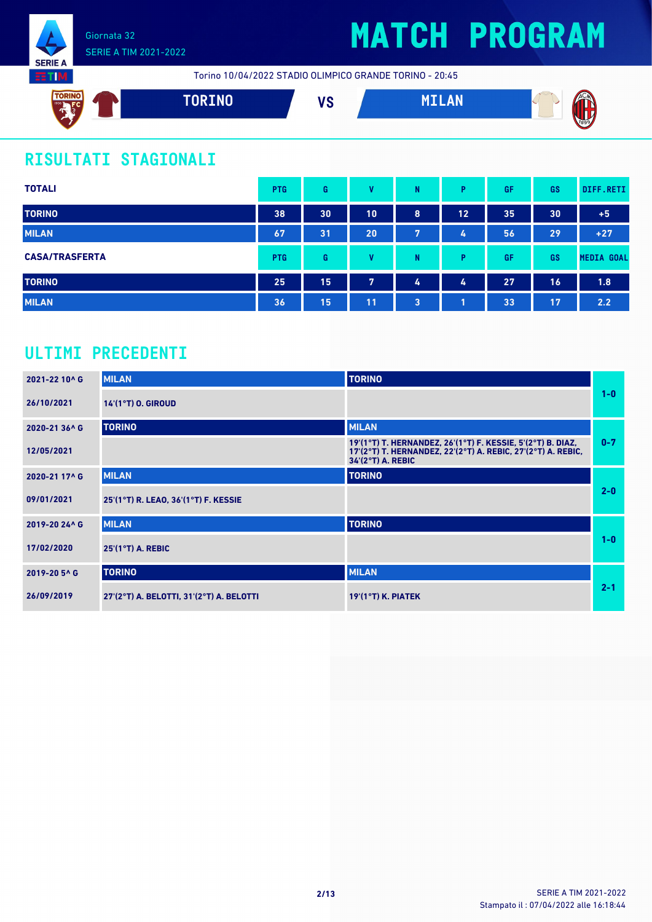Giornata 32
SERIE A TIM 2021-2022

# MATCH PROGRAM

Torino 10/04/2022 STADIO OLIMPICO GRANDE TORINO - 20:45

**TORINO** VS **MILAN**

## RISULTATI STAGIONALI

| TOTALI | PTG | G | V | N | P | GF | GS | DIFF.RETI |
|---|---|---|---|---|---|---|---|---|
| TORINO | 38 | 30 | 10 | 8 | 12 | 35 | 30 | +5 |
| MILAN | 67 | 31 | 20 | 7 | 4 | 56 | 29 | +27 |

| CASA/TRASFERTA | PTG | G | V | N | P | GF | GS | MEDIA GOAL |
|---|---|---|---|---|---|---|---|---|
| TORINO | 25 | 15 | 7 | 4 | 4 | 27 | 16 | 1.8 |
| MILAN | 36 | 15 | 11 | 3 | 1 | 33 | 17 | 2.2 |

## ULTIMI PRECEDENTI

| Giornata / Data | Casa | Trasferta | Risultato |
|---|---|---|---|
| 2021-22 10^ G | MILAN | TORINO | 1-0 |
| 26/10/2021 | 14'(1°T) O. GIROUD | | |
| 2020-21 36^ G | TORINO | MILAN | 0-7 |
| 12/05/2021 | | 19'(1°T) T. HERNANDEZ, 26'(1°T) F. KESSIE, 5'(2°T) B. DIAZ, 17'(2°T) T. HERNANDEZ, 22'(2°T) A. REBIC, 27'(2°T) A. REBIC, 34'(2°T) A. REBIC | |
| 2020-21 17^ G | MILAN | TORINO | 2-0 |
| 09/01/2021 | 25'(1°T) R. LEAO, 36'(1°T) F. KESSIE | | |
| 2019-20 24^ G | MILAN | TORINO | 1-0 |
| 17/02/2020 | 25'(1°T) A. REBIC | | |
| 2019-20 5^ G | TORINO | MILAN | 2-1 |
| 26/09/2019 | 27'(2°T) A. BELOTTI, 31'(2°T) A. BELOTTI | 19'(1°T) K. PIATEK | |

Stampato il : 07/04/2022 alle 16:18:44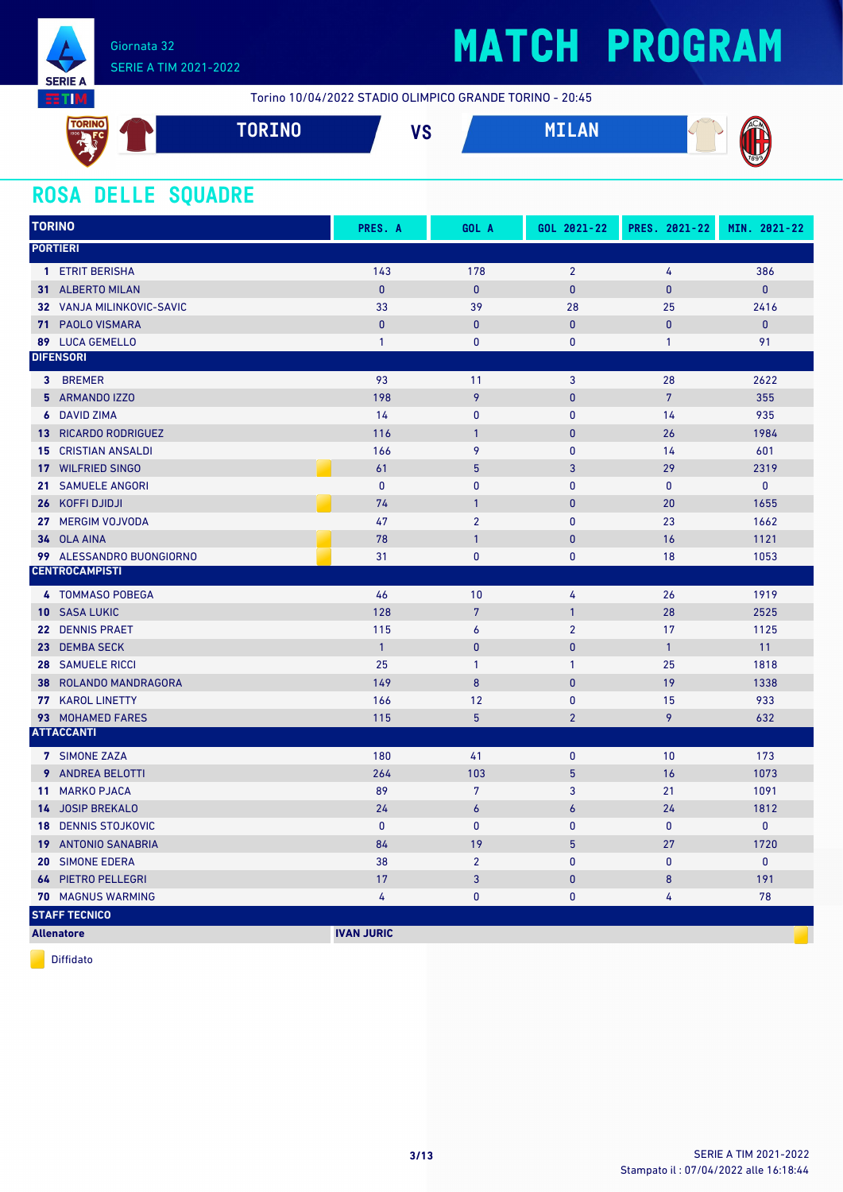# MATCH PROGRAM

Giornata 32
SERIE A TIM 2021-2022

Torino 10/04/2022 STADIO OLIMPICO GRANDE TORINO - 20:45

**TORINO** VS **MILAN**

## ROSA DELLE SQUADRE

| TORINO | | PRES. A | GOL A | GOL 2021-22 | PRES. 2021-22 | MIN. 2021-22 |
|---|---|---|---|---|---|---|
| **PORTIERI** | | | | | | |
| 1 ETRIT BERISHA | | 143 | 178 | 2 | 4 | 386 |
| 31 ALBERTO MILAN | | 0 | 0 | 0 | 0 | 0 |
| 32 VANJA MILINKOVIC-SAVIC | | 33 | 39 | 28 | 25 | 2416 |
| 71 PAOLO VISMARA | | 0 | 0 | 0 | 0 | 0 |
| 89 LUCA GEMELLO | | 1 | 0 | 0 | 1 | 91 |
| **DIFENSORI** | | | | | | |
| 3 BREMER | | 93 | 11 | 3 | 28 | 2622 |
| 5 ARMANDO IZZO | | 198 | 9 | 0 | 7 | 355 |
| 6 DAVID ZIMA | | 14 | 0 | 0 | 14 | 935 |
| 13 RICARDO RODRIGUEZ | | 116 | 1 | 0 | 26 | 1984 |
| 15 CRISTIAN ANSALDI | | 166 | 9 | 0 | 14 | 601 |
| 17 WILFRIED SINGO | Diffidato | 61 | 5 | 3 | 29 | 2319 |
| 21 SAMUELE ANGORI | | 0 | 0 | 0 | 0 | 0 |
| 26 KOFFI DJIDJI | Diffidato | 74 | 1 | 0 | 20 | 1655 |
| 27 MERGIM VOJVODA | | 47 | 2 | 0 | 23 | 1662 |
| 34 OLA AINA | Diffidato | 78 | 1 | 0 | 16 | 1121 |
| 99 ALESSANDRO BUONGIORNO | Diffidato | 31 | 0 | 0 | 18 | 1053 |
| **CENTROCAMPISTI** | | | | | | |
| 4 TOMMASO POBEGA | | 46 | 10 | 4 | 26 | 1919 |
| 10 SASA LUKIC | | 128 | 7 | 1 | 28 | 2525 |
| 22 DENNIS PRAET | | 115 | 6 | 2 | 17 | 1125 |
| 23 DEMBA SECK | | 1 | 0 | 0 | 1 | 11 |
| 28 SAMUELE RICCI | | 25 | 1 | 1 | 25 | 1818 |
| 38 ROLANDO MANDRAGORA | | 149 | 8 | 0 | 19 | 1338 |
| 77 KAROL LINETTY | | 166 | 12 | 0 | 15 | 933 |
| 93 MOHAMED FARES | | 115 | 5 | 2 | 9 | 632 |
| **ATTACCANTI** | | | | | | |
| 7 SIMONE ZAZA | | 180 | 41 | 0 | 10 | 173 |
| 9 ANDREA BELOTTI | | 264 | 103 | 5 | 16 | 1073 |
| 11 MARKO PJACA | | 89 | 7 | 3 | 21 | 1091 |
| 14 JOSIP BREKALO | | 24 | 6 | 6 | 24 | 1812 |
| 18 DENNIS STOJKOVIC | | 0 | 0 | 0 | 0 | 0 |
| 19 ANTONIO SANABRIA | | 84 | 19 | 5 | 27 | 1720 |
| 20 SIMONE EDERA | | 38 | 2 | 0 | 0 | 0 |
| 64 PIETRO PELLEGRI | | 17 | 3 | 0 | 8 | 191 |
| 70 MAGNUS WARMING | | 4 | 0 | 0 | 4 | 78 |
| **STAFF TECNICO** | | | | | | |
| **Allenatore** | | **IVAN JURIC** (Diffidato) | | | | |

Diffidato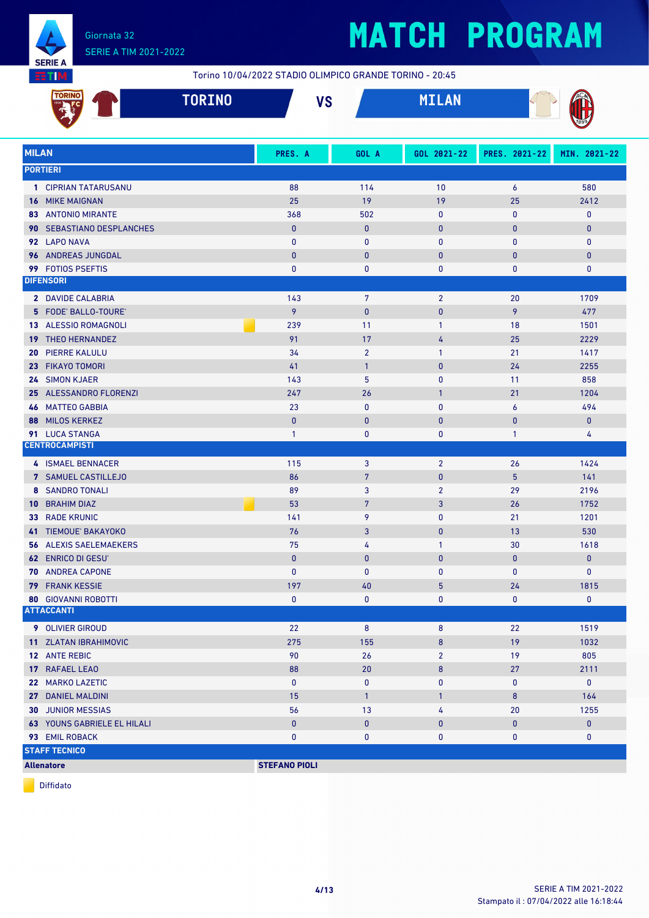# MATCH PROGRAM

Giornata 32
SERIE A TIM 2021-2022

Torino 10/04/2022 STADIO OLIMPICO GRANDE TORINO - 20:45

**TORINO** VS **MILAN**

| MILAN | PRES. A | GOL A | GOL 2021-22 | PRES. 2021-22 | MIN. 2021-22 |
|---|---|---|---|---|---|
| **PORTIERI** | | | | | |
| 1 CIPRIAN TATARUSANU | 88 | 114 | 10 | 6 | 580 |
| 16 MIKE MAIGNAN | 25 | 19 | 19 | 25 | 2412 |
| 83 ANTONIO MIRANTE | 368 | 502 | 0 | 0 | 0 |
| 90 SEBASTIANO DESPLANCHES | 0 | 0 | 0 | 0 | 0 |
| 92 LAPO NAVA | 0 | 0 | 0 | 0 | 0 |
| 96 ANDREAS JUNGDAL | 0 | 0 | 0 | 0 | 0 |
| 99 FOTIOS PSEFTIS | 0 | 0 | 0 | 0 | 0 |
| **DIFENSORI** | | | | | |
| 2 DAVIDE CALABRIA | 143 | 7 | 2 | 20 | 1709 |
| 5 FODE' BALLO-TOURE' | 9 | 0 | 0 | 9 | 477 |
| 13 ALESSIO ROMAGNOLI (Diffidato) | 239 | 11 | 1 | 18 | 1501 |
| 19 THEO HERNANDEZ | 91 | 17 | 4 | 25 | 2229 |
| 20 PIERRE KALULU | 34 | 2 | 1 | 21 | 1417 |
| 23 FIKAYO TOMORI | 41 | 1 | 0 | 24 | 2255 |
| 24 SIMON KJAER | 143 | 5 | 0 | 11 | 858 |
| 25 ALESSANDRO FLORENZI | 247 | 26 | 1 | 21 | 1204 |
| 46 MATTEO GABBIA | 23 | 0 | 0 | 6 | 494 |
| 88 MILOS KERKEZ | 0 | 0 | 0 | 0 | 0 |
| 91 LUCA STANGA | 1 | 0 | 0 | 1 | 4 |
| **CENTROCAMPISTI** | | | | | |
| 4 ISMAEL BENNACER | 115 | 3 | 2 | 26 | 1424 |
| 7 SAMUEL CASTILLEJO | 86 | 7 | 0 | 5 | 141 |
| 8 SANDRO TONALI | 89 | 3 | 2 | 29 | 2196 |
| 10 BRAHIM DIAZ (Diffidato) | 53 | 7 | 3 | 26 | 1752 |
| 33 RADE KRUNIC | 141 | 9 | 0 | 21 | 1201 |
| 41 TIEMOUE' BAKAYOKO | 76 | 3 | 0 | 13 | 530 |
| 56 ALEXIS SAELEMAEKERS | 75 | 4 | 1 | 30 | 1618 |
| 62 ENRICO DI GESU' | 0 | 0 | 0 | 0 | 0 |
| 70 ANDREA CAPONE | 0 | 0 | 0 | 0 | 0 |
| 79 FRANK KESSIE | 197 | 40 | 5 | 24 | 1815 |
| 80 GIOVANNI ROBOTTI | 0 | 0 | 0 | 0 | 0 |
| **ATTACCANTI** | | | | | |
| 9 OLIVIER GIROUD | 22 | 8 | 8 | 22 | 1519 |
| 11 ZLATAN IBRAHIMOVIC | 275 | 155 | 8 | 19 | 1032 |
| 12 ANTE REBIC | 90 | 26 | 2 | 19 | 805 |
| 17 RAFAEL LEAO | 88 | 20 | 8 | 27 | 2111 |
| 22 MARKO LAZETIC | 0 | 0 | 0 | 0 | 0 |
| 27 DANIEL MALDINI | 15 | 1 | 1 | 8 | 164 |
| 30 JUNIOR MESSIAS | 56 | 13 | 4 | 20 | 1255 |
| 63 YOUNS GABRIELE EL HILALI | 0 | 0 | 0 | 0 | 0 |
| 93 EMIL ROBACK | 0 | 0 | 0 | 0 | 0 |
| **STAFF TECNICO** | | | | | |
| **Allenatore** | **STEFANO PIOLI** | | | | |

Diffidato

SERIE A TIM 2021-2022
Stampato il : 07/04/2022 alle 16:18:44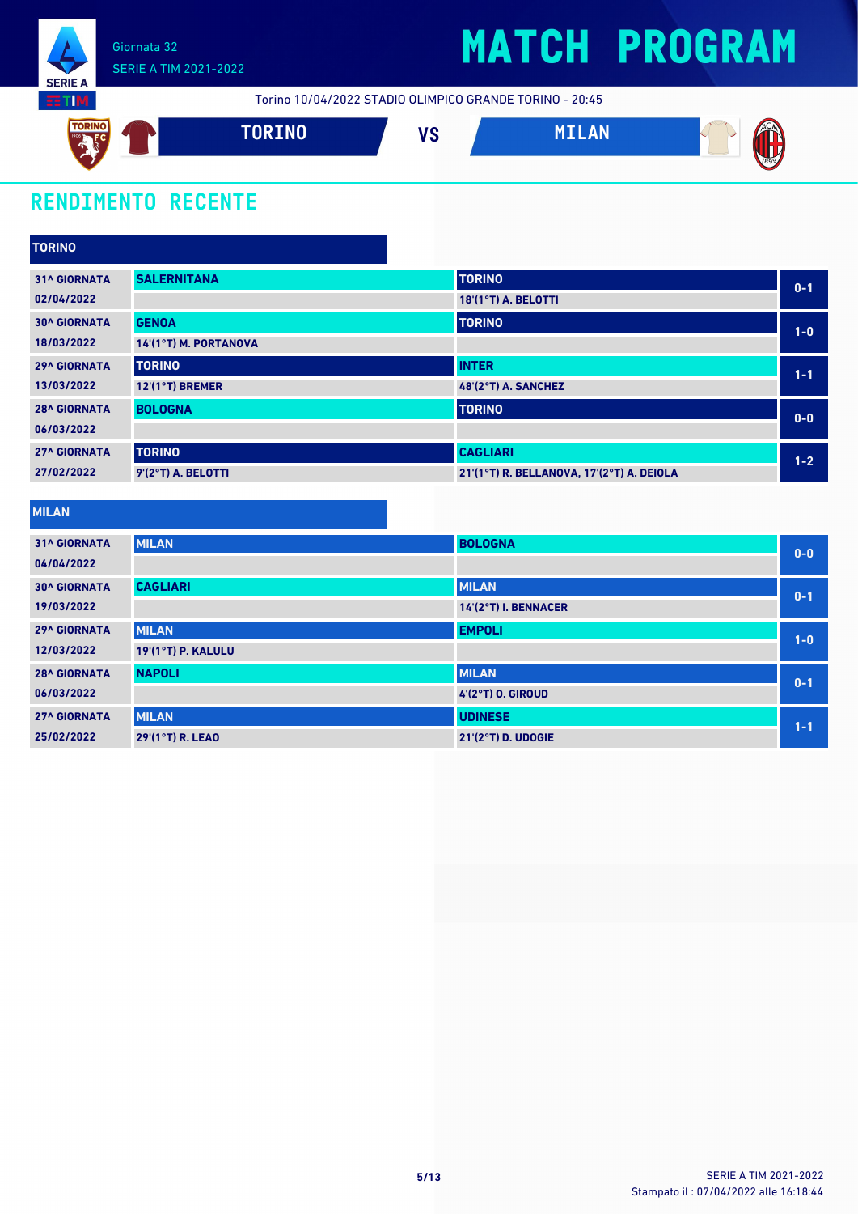Giornata 32
SERIE A TIM 2021-2022

# MATCH PROGRAM

Torino 10/04/2022 STADIO OLIMPICO GRANDE TORINO - 20:45

**TORINO** VS **MILAN**

## RENDIMENTO RECENTE

### TORINO

| Giornata | Casa | Trasferta | Risultato |
|---|---|---|---|
| 31^ GIORNATA 02/04/2022 | SALERNITANA | TORINO<br>18'(1°T) A. BELOTTI | 0-1 |
| 30^ GIORNATA 18/03/2022 | GENOA<br>14'(1°T) M. PORTANOVA | TORINO | 1-0 |
| 29^ GIORNATA 13/03/2022 | TORINO<br>12'(1°T) BREMER | INTER<br>48'(2°T) A. SANCHEZ | 1-1 |
| 28^ GIORNATA 06/03/2022 | BOLOGNA | TORINO | 0-0 |
| 27^ GIORNATA 27/02/2022 | TORINO<br>9'(2°T) A. BELOTTI | CAGLIARI<br>21'(1°T) R. BELLANOVA, 17'(2°T) A. DEIOLA | 1-2 |

### MILAN

| Giornata | Casa | Trasferta | Risultato |
|---|---|---|---|
| 31^ GIORNATA 04/04/2022 | MILAN | BOLOGNA | 0-0 |
| 30^ GIORNATA 19/03/2022 | CAGLIARI | MILAN<br>14'(2°T) I. BENNACER | 0-1 |
| 29^ GIORNATA 12/03/2022 | MILAN<br>19'(1°T) P. KALULU | EMPOLI | 1-0 |
| 28^ GIORNATA 06/03/2022 | NAPOLI | MILAN<br>4'(2°T) O. GIROUD | 0-1 |
| 27^ GIORNATA 25/02/2022 | MILAN<br>29'(1°T) R. LEAO | UDINESE<br>21'(2°T) D. UDOGIE | 1-1 |

SERIE A TIM 2021-2022
Stampato il : 07/04/2022 alle 16:18:44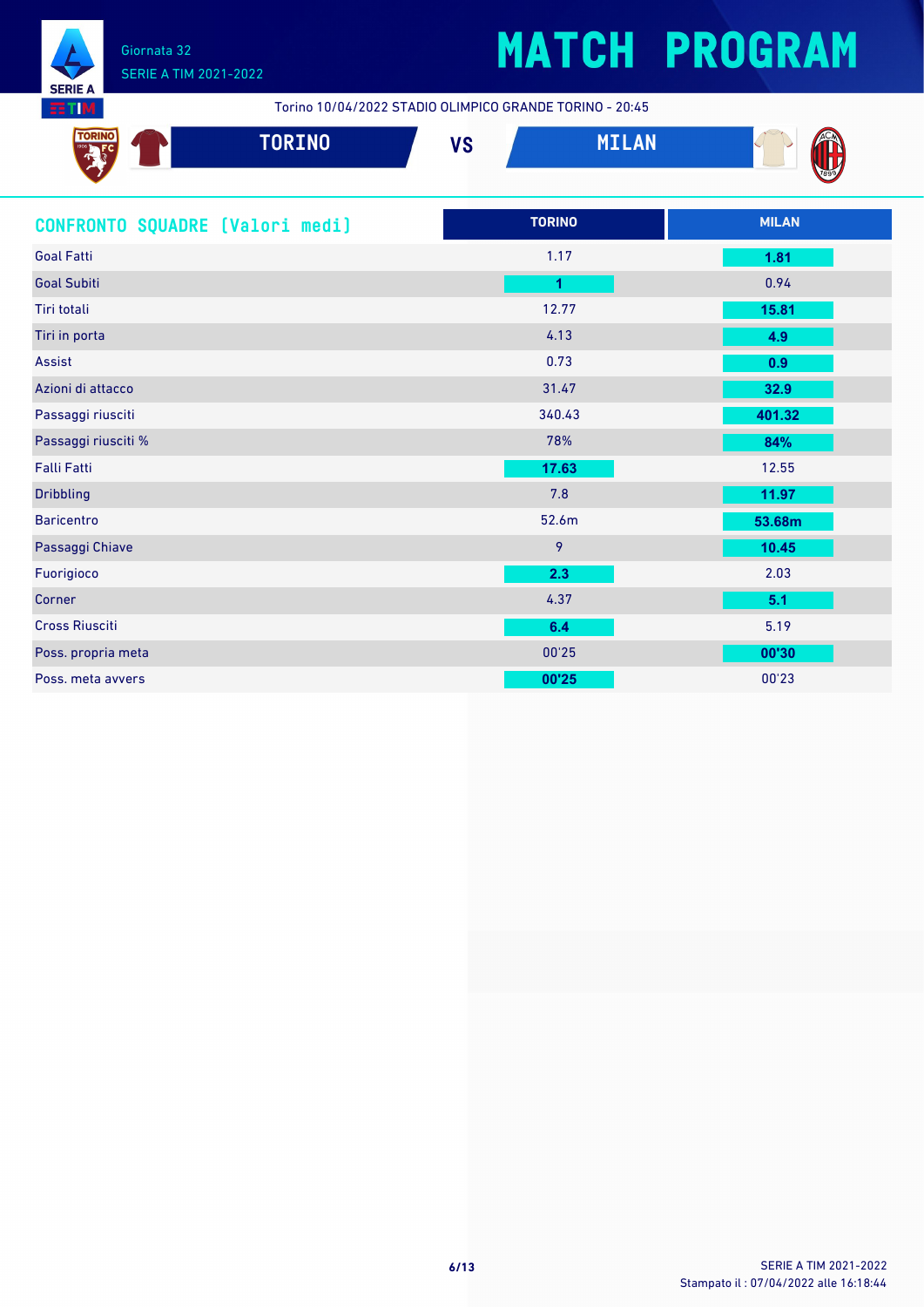# MATCH PROGRAM

Giornata 32
SERIE A TIM 2021-2022

Torino 10/04/2022 STADIO OLIMPICO GRANDE TORINO - 20:45

**TORINO** VS **MILAN**

## CONFRONTO SQUADRE [Valori medi]

| | TORINO | MILAN |
|---|---|---|
| Goal Fatti | 1.17 | **1.81** |
| Goal Subiti | **1** | 0.94 |
| Tiri totali | 12.77 | **15.81** |
| Tiri in porta | 4.13 | **4.9** |
| Assist | 0.73 | **0.9** |
| Azioni di attacco | 31.47 | **32.9** |
| Passaggi riusciti | 340.43 | **401.32** |
| Passaggi riusciti % | 78% | **84%** |
| Falli Fatti | **17.63** | 12.55 |
| Dribbling | 7.8 | **11.97** |
| Baricentro | 52.6m | **53.68m** |
| Passaggi Chiave | 9 | **10.45** |
| Fuorigioco | **2.3** | 2.03 |
| Corner | 4.37 | **5.1** |
| Cross Riusciti | **6.4** | 5.19 |
| Poss. propria meta | 00'25 | **00'30** |
| Poss. meta avvers | **00'25** | 00'23 |

Stampato il : 07/04/2022 alle 16:18:44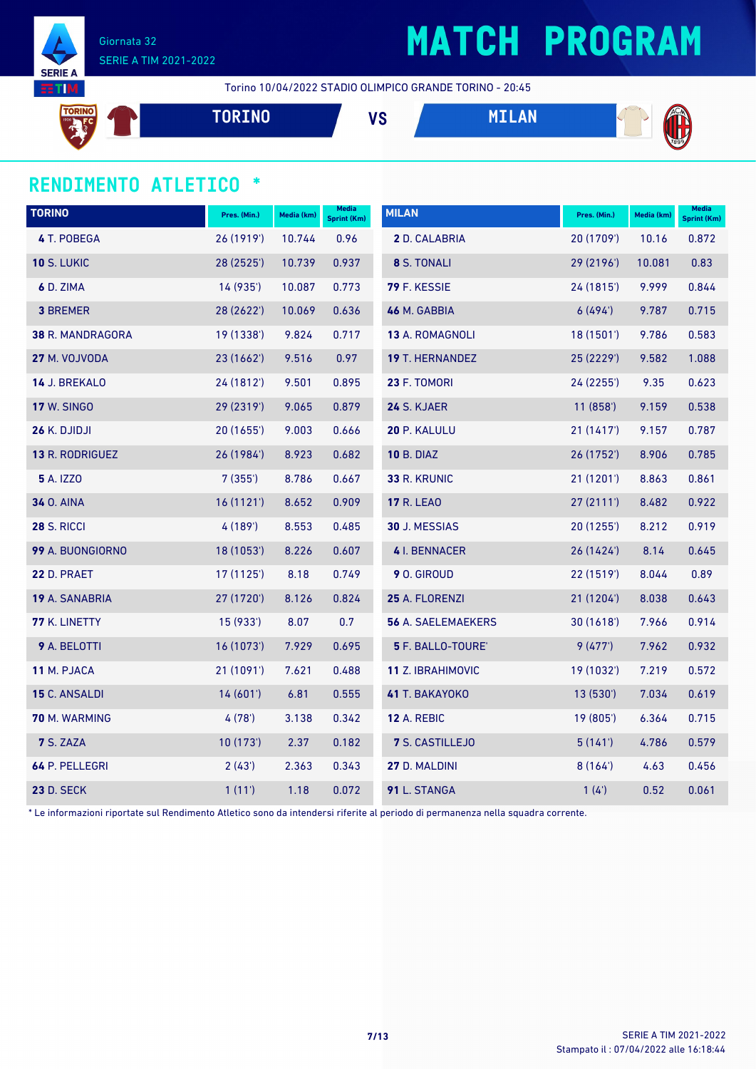# MATCH PROGRAM

Giornata 32
SERIE A TIM 2021-2022

Torino 10/04/2022 STADIO OLIMPICO GRANDE TORINO - 20:45

**TORINO** VS **MILAN**

## RENDIMENTO ATLETICO *

| TORINO | Pres. (Min.) | Media (km) | Media Sprint (Km) |
|---|---|---|---|
| **4** T. POBEGA | 26 (1919') | 10.744 | 0.96 |
| **10** S. LUKIC | 28 (2525') | 10.739 | 0.937 |
| **6** D. ZIMA | 14 (935') | 10.087 | 0.773 |
| **3** BREMER | 28 (2622') | 10.069 | 0.636 |
| **38** R. MANDRAGORA | 19 (1338') | 9.824 | 0.717 |
| **27** M. VOJVODA | 23 (1662') | 9.516 | 0.97 |
| **14** J. BREKALO | 24 (1812') | 9.501 | 0.895 |
| **17** W. SINGO | 29 (2319') | 9.065 | 0.879 |
| **26** K. DJIDJI | 20 (1655') | 9.003 | 0.666 |
| **13** R. RODRIGUEZ | 26 (1984') | 8.923 | 0.682 |
| **5** A. IZZO | 7 (355') | 8.786 | 0.667 |
| **34** O. AINA | 16 (1121') | 8.652 | 0.909 |
| **28** S. RICCI | 4 (189') | 8.553 | 0.485 |
| **99** A. BUONGIORNO | 18 (1053') | 8.226 | 0.607 |
| **22** D. PRAET | 17 (1125') | 8.18 | 0.749 |
| **19** A. SANABRIA | 27 (1720') | 8.126 | 0.824 |
| **77** K. LINETTY | 15 (933') | 8.07 | 0.7 |
| **9** A. BELOTTI | 16 (1073') | 7.929 | 0.695 |
| **11** M. PJACA | 21 (1091') | 7.621 | 0.488 |
| **15** C. ANSALDI | 14 (601') | 6.81 | 0.555 |
| **70** M. WARMING | 4 (78') | 3.138 | 0.342 |
| **7** S. ZAZA | 10 (173') | 2.37 | 0.182 |
| **64** P. PELLEGRI | 2 (43') | 2.363 | 0.343 |
| **23** D. SECK | 1 (11') | 1.18 | 0.072 |

| MILAN | Pres. (Min.) | Media (km) | Media Sprint (Km) |
|---|---|---|---|
| **2** D. CALABRIA | 20 (1709') | 10.16 | 0.872 |
| **8** S. TONALI | 29 (2196') | 10.081 | 0.83 |
| **79** F. KESSIE | 24 (1815') | 9.999 | 0.844 |
| **46** M. GABBIA | 6 (494') | 9.787 | 0.715 |
| **13** A. ROMAGNOLI | 18 (1501') | 9.786 | 0.583 |
| **19** T. HERNANDEZ | 25 (2229') | 9.582 | 1.088 |
| **23** F. TOMORI | 24 (2255') | 9.35 | 0.623 |
| **24** S. KJAER | 11 (858') | 9.159 | 0.538 |
| **20** P. KALULU | 21 (1417') | 9.157 | 0.787 |
| **10** B. DIAZ | 26 (1752') | 8.906 | 0.785 |
| **33** R. KRUNIC | 21 (1201') | 8.863 | 0.861 |
| **17** R. LEAO | 27 (2111') | 8.482 | 0.922 |
| **30** J. MESSIAS | 20 (1255') | 8.212 | 0.919 |
| **4** I. BENNACER | 26 (1424') | 8.14 | 0.645 |
| **9** O. GIROUD | 22 (1519') | 8.044 | 0.89 |
| **25** A. FLORENZI | 21 (1204') | 8.038 | 0.643 |
| **56** A. SAELEMAEKERS | 30 (1618') | 7.966 | 0.914 |
| **5** F. BALLO-TOURE' | 9 (477') | 7.962 | 0.932 |
| **11** Z. IBRAHIMOVIC | 19 (1032') | 7.219 | 0.572 |
| **41** T. BAKAYOKO | 13 (530') | 7.034 | 0.619 |
| **12** A. REBIC | 19 (805') | 6.364 | 0.715 |
| **7** S. CASTILLEJO | 5 (141') | 4.786 | 0.579 |
| **27** D. MALDINI | 8 (164') | 4.63 | 0.456 |
| **91** L. STANGA | 1 (4') | 0.52 | 0.061 |

* Le informazioni riportate sul Rendimento Atletico sono da intendersi riferite al periodo di permanenza nella squadra corrente.

Stampato il : 07/04/2022 alle 16:18:44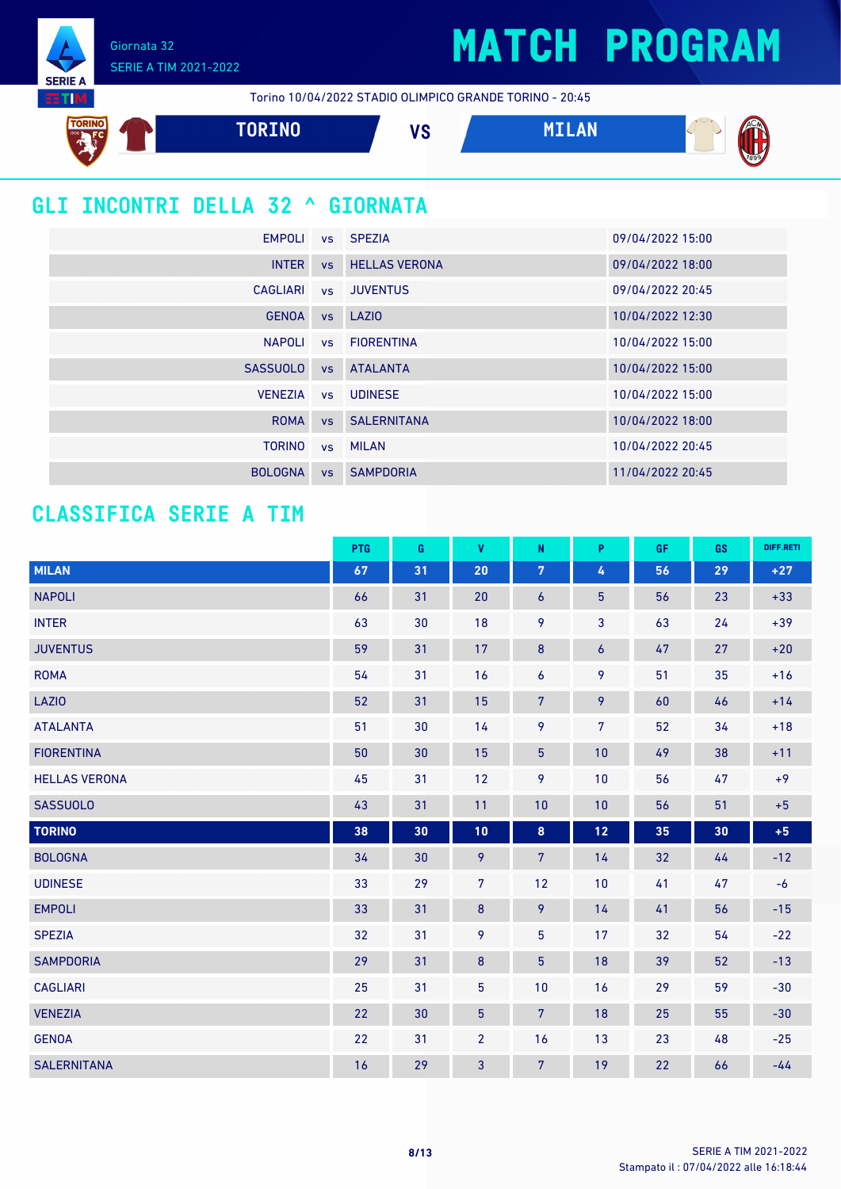# MATCH PROGRAM

Giornata 32
SERIE A TIM 2021-2022

Torino 10/04/2022 STADIO OLIMPICO GRANDE TORINO - 20:45

**TORINO** VS **MILAN**

## GLI INCONTRI DELLA 32 ^ GIORNATA

| | | | |
|---|---|---|---|
| EMPOLI | vs | SPEZIA | 09/04/2022 15:00 |
| INTER | vs | HELLAS VERONA | 09/04/2022 18:00 |
| CAGLIARI | vs | JUVENTUS | 09/04/2022 20:45 |
| GENOA | vs | LAZIO | 10/04/2022 12:30 |
| NAPOLI | vs | FIORENTINA | 10/04/2022 15:00 |
| SASSUOLO | vs | ATALANTA | 10/04/2022 15:00 |
| VENEZIA | vs | UDINESE | 10/04/2022 15:00 |
| ROMA | vs | SALERNITANA | 10/04/2022 18:00 |
| TORINO | vs | MILAN | 10/04/2022 20:45 |
| BOLOGNA | vs | SAMPDORIA | 11/04/2022 20:45 |

## CLASSIFICA SERIE A TIM

| | PTG | G | V | N | P | GF | GS | DIFF.RETI |
|---|---|---|---|---|---|---|---|---|
| **MILAN** | **67** | **31** | **20** | **7** | **4** | **56** | **29** | **+27** |
| NAPOLI | 66 | 31 | 20 | 6 | 5 | 56 | 23 | +33 |
| INTER | 63 | 30 | 18 | 9 | 3 | 63 | 24 | +39 |
| JUVENTUS | 59 | 31 | 17 | 8 | 6 | 47 | 27 | +20 |
| ROMA | 54 | 31 | 16 | 6 | 9 | 51 | 35 | +16 |
| LAZIO | 52 | 31 | 15 | 7 | 9 | 60 | 46 | +14 |
| ATALANTA | 51 | 30 | 14 | 9 | 7 | 52 | 34 | +18 |
| FIORENTINA | 50 | 30 | 15 | 5 | 10 | 49 | 38 | +11 |
| HELLAS VERONA | 45 | 31 | 12 | 9 | 10 | 56 | 47 | +9 |
| SASSUOLO | 43 | 31 | 11 | 10 | 10 | 56 | 51 | +5 |
| **TORINO** | **38** | **30** | **10** | **8** | **12** | **35** | **30** | **+5** |
| BOLOGNA | 34 | 30 | 9 | 7 | 14 | 32 | 44 | -12 |
| UDINESE | 33 | 29 | 7 | 12 | 10 | 41 | 47 | -6 |
| EMPOLI | 33 | 31 | 8 | 9 | 14 | 41 | 56 | -15 |
| SPEZIA | 32 | 31 | 9 | 5 | 17 | 32 | 54 | -22 |
| SAMPDORIA | 29 | 31 | 8 | 5 | 18 | 39 | 52 | -13 |
| CAGLIARI | 25 | 31 | 5 | 10 | 16 | 29 | 59 | -30 |
| VENEZIA | 22 | 30 | 5 | 7 | 18 | 25 | 55 | -30 |
| GENOA | 22 | 31 | 2 | 16 | 13 | 23 | 48 | -25 |
| SALERNITANA | 16 | 29 | 3 | 7 | 19 | 22 | 66 | -44 |

Stampato il : 07/04/2022 alle 16:18:44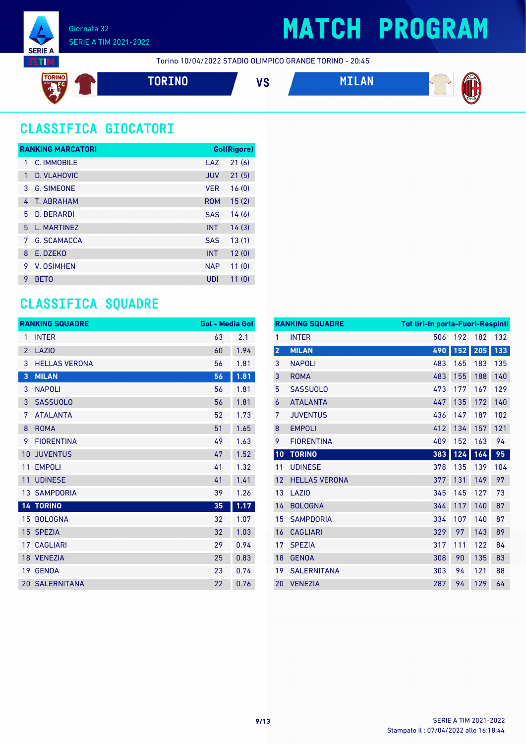Giornata 32
SERIE A TIM 2021-2022

# MATCH PROGRAM

Torino 10/04/2022 STADIO OLIMPICO GRANDE TORINO - 20:45

**TORINO** VS **MILAN**

## CLASSIFICA GIOCATORI

| RANKING MARCATORI | | | Gol(Rigore) |
|---|---|---|---|
| 1 | C. IMMOBILE | LAZ | 21 (6) |
| 1 | D. VLAHOVIC | JUV | 21 (5) |
| 3 | G. SIMEONE | VER | 16 (0) |
| 4 | T. ABRAHAM | ROM | 15 (2) |
| 5 | D. BERARDI | SAS | 14 (6) |
| 5 | L. MARTINEZ | INT | 14 (3) |
| 7 | G. SCAMACCA | SAS | 13 (1) |
| 8 | E. DZEKO | INT | 12 (0) |
| 9 | V. OSIMHEN | NAP | 11 (0) |
| 9 | BETO | UDI | 11 (0) |

## CLASSIFICA SQUADRE

| RANKING SQUADRE | | Gol | Media Gol |
|---|---|---|---|
| 1 | INTER | 63 | 2.1 |
| 2 | LAZIO | 60 | 1.94 |
| 3 | HELLAS VERONA | 56 | 1.81 |
| 3 | MILAN | 56 | 1.81 |
| 3 | NAPOLI | 56 | 1.81 |
| 3 | SASSUOLO | 56 | 1.81 |
| 7 | ATALANTA | 52 | 1.73 |
| 8 | ROMA | 51 | 1.65 |
| 9 | FIORENTINA | 49 | 1.63 |
| 10 | JUVENTUS | 47 | 1.52 |
| 11 | EMPOLI | 41 | 1.32 |
| 11 | UDINESE | 41 | 1.41 |
| 13 | SAMPDORIA | 39 | 1.26 |
| 14 | TORINO | 35 | 1.17 |
| 15 | BOLOGNA | 32 | 1.07 |
| 15 | SPEZIA | 32 | 1.03 |
| 17 | CAGLIARI | 29 | 0.94 |
| 18 | VENEZIA | 25 | 0.83 |
| 19 | GENOA | 23 | 0.74 |
| 20 | SALERNITANA | 22 | 0.76 |

| RANKING SQUADRE | | Tot tiri | In porta | Fuori | Respinti |
|---|---|---|---|---|---|
| 1 | INTER | 506 | 192 | 182 | 132 |
| 2 | MILAN | 490 | 152 | 205 | 133 |
| 3 | NAPOLI | 483 | 165 | 183 | 135 |
| 3 | ROMA | 483 | 155 | 188 | 140 |
| 5 | SASSUOLO | 473 | 177 | 167 | 129 |
| 6 | ATALANTA | 447 | 135 | 172 | 140 |
| 7 | JUVENTUS | 436 | 147 | 187 | 102 |
| 8 | EMPOLI | 412 | 134 | 157 | 121 |
| 9 | FIORENTINA | 409 | 152 | 163 | 94 |
| 10 | TORINO | 383 | 124 | 164 | 95 |
| 11 | UDINESE | 378 | 135 | 139 | 104 |
| 12 | HELLAS VERONA | 377 | 131 | 149 | 97 |
| 13 | LAZIO | 345 | 145 | 127 | 73 |
| 14 | BOLOGNA | 344 | 117 | 140 | 87 |
| 15 | SAMPDORIA | 334 | 107 | 140 | 87 |
| 16 | CAGLIARI | 329 | 97 | 143 | 89 |
| 17 | SPEZIA | 317 | 111 | 122 | 84 |
| 18 | GENOA | 308 | 90 | 135 | 83 |
| 19 | SALERNITANA | 303 | 94 | 121 | 88 |
| 20 | VENEZIA | 287 | 94 | 129 | 64 |

Stampato il : 07/04/2022 alle 16:18:44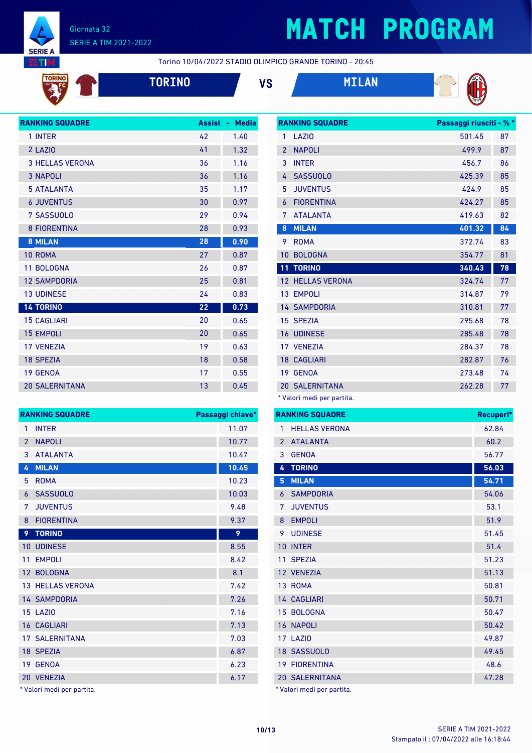# MATCH PROGRAM

Giornata 32
SERIE A TIM 2021-2022

Torino 10/04/2022 STADIO OLIMPICO GRANDE TORINO - 20:45

**TORINO** VS **MILAN**

| RANKING SQUADRE | Assist | Media |
|---|---|---|
| 1 INTER | 42 | 1.40 |
| 2 LAZIO | 41 | 1.32 |
| 3 HELLAS VERONA | 36 | 1.16 |
| 3 NAPOLI | 36 | 1.16 |
| 5 ATALANTA | 35 | 1.17 |
| 6 JUVENTUS | 30 | 0.97 |
| 7 SASSUOLO | 29 | 0.94 |
| 8 FIORENTINA | 28 | 0.93 |
| **8 MILAN** | **28** | **0.90** |
| 10 ROMA | 27 | 0.87 |
| 11 BOLOGNA | 26 | 0.87 |
| 12 SAMPDORIA | 25 | 0.81 |
| 13 UDINESE | 24 | 0.83 |
| **14 TORINO** | **22** | **0.73** |
| 15 CAGLIARI | 20 | 0.65 |
| 15 EMPOLI | 20 | 0.65 |
| 17 VENEZIA | 19 | 0.63 |
| 18 SPEZIA | 18 | 0.58 |
| 19 GENOA | 17 | 0.55 |
| 20 SALERNITANA | 13 | 0.45 |

| RANKING SQUADRE | Passaggi riusciti - % * | |
|---|---|---|
| 1 LAZIO | 501.45 | 87 |
| 2 NAPOLI | 499.9 | 87 |
| 3 INTER | 456.7 | 86 |
| 4 SASSUOLO | 425.39 | 85 |
| 5 JUVENTUS | 424.9 | 85 |
| 6 FIORENTINA | 424.27 | 85 |
| 7 ATALANTA | 419.63 | 82 |
| **8 MILAN** | **401.32** | **84** |
| 9 ROMA | 372.74 | 83 |
| 10 BOLOGNA | 354.77 | 81 |
| **11 TORINO** | **340.43** | **78** |
| 12 HELLAS VERONA | 324.74 | 77 |
| 13 EMPOLI | 314.87 | 79 |
| 14 SAMPDORIA | 310.81 | 77 |
| 15 SPEZIA | 295.68 | 78 |
| 16 UDINESE | 285.48 | 78 |
| 17 VENEZIA | 284.37 | 78 |
| 18 CAGLIARI | 282.87 | 76 |
| 19 GENOA | 273.48 | 74 |
| 20 SALERNITANA | 262.28 | 77 |

* Valori medi per partita.

| RANKING SQUADRE | Passaggi chiave* |
|---|---|
| 1 INTER | 11.07 |
| 2 NAPOLI | 10.77 |
| 3 ATALANTA | 10.47 |
| **4 MILAN** | **10.45** |
| 5 ROMA | 10.23 |
| 6 SASSUOLO | 10.03 |
| 7 JUVENTUS | 9.48 |
| 8 FIORENTINA | 9.37 |
| **9 TORINO** | **9** |
| 10 UDINESE | 8.55 |
| 11 EMPOLI | 8.42 |
| 12 BOLOGNA | 8.1 |
| 13 HELLAS VERONA | 7.42 |
| 14 SAMPDORIA | 7.26 |
| 15 LAZIO | 7.16 |
| 16 CAGLIARI | 7.13 |
| 17 SALERNITANA | 7.03 |
| 18 SPEZIA | 6.87 |
| 19 GENOA | 6.23 |
| 20 VENEZIA | 6.17 |

* Valori medi per partita.

| RANKING SQUADRE | Recuperi* |
|---|---|
| 1 HELLAS VERONA | 62.84 |
| 2 ATALANTA | 60.2 |
| 3 GENOA | 56.77 |
| **4 TORINO** | **56.03** |
| **5 MILAN** | **54.71** |
| 6 SAMPDORIA | 54.06 |
| 7 JUVENTUS | 53.1 |
| 8 EMPOLI | 51.9 |
| 9 UDINESE | 51.45 |
| 10 INTER | 51.4 |
| 11 SPEZIA | 51.23 |
| 12 VENEZIA | 51.13 |
| 13 ROMA | 50.81 |
| 14 CAGLIARI | 50.71 |
| 15 BOLOGNA | 50.47 |
| 16 NAPOLI | 50.42 |
| 17 LAZIO | 49.87 |
| 18 SASSUOLO | 49.45 |
| 19 FIORENTINA | 48.6 |
| 20 SALERNITANA | 47.28 |

* Valori medi per partita.

SERIE A TIM 2021-2022
Stampato il : 07/04/2022 alle 16:18:44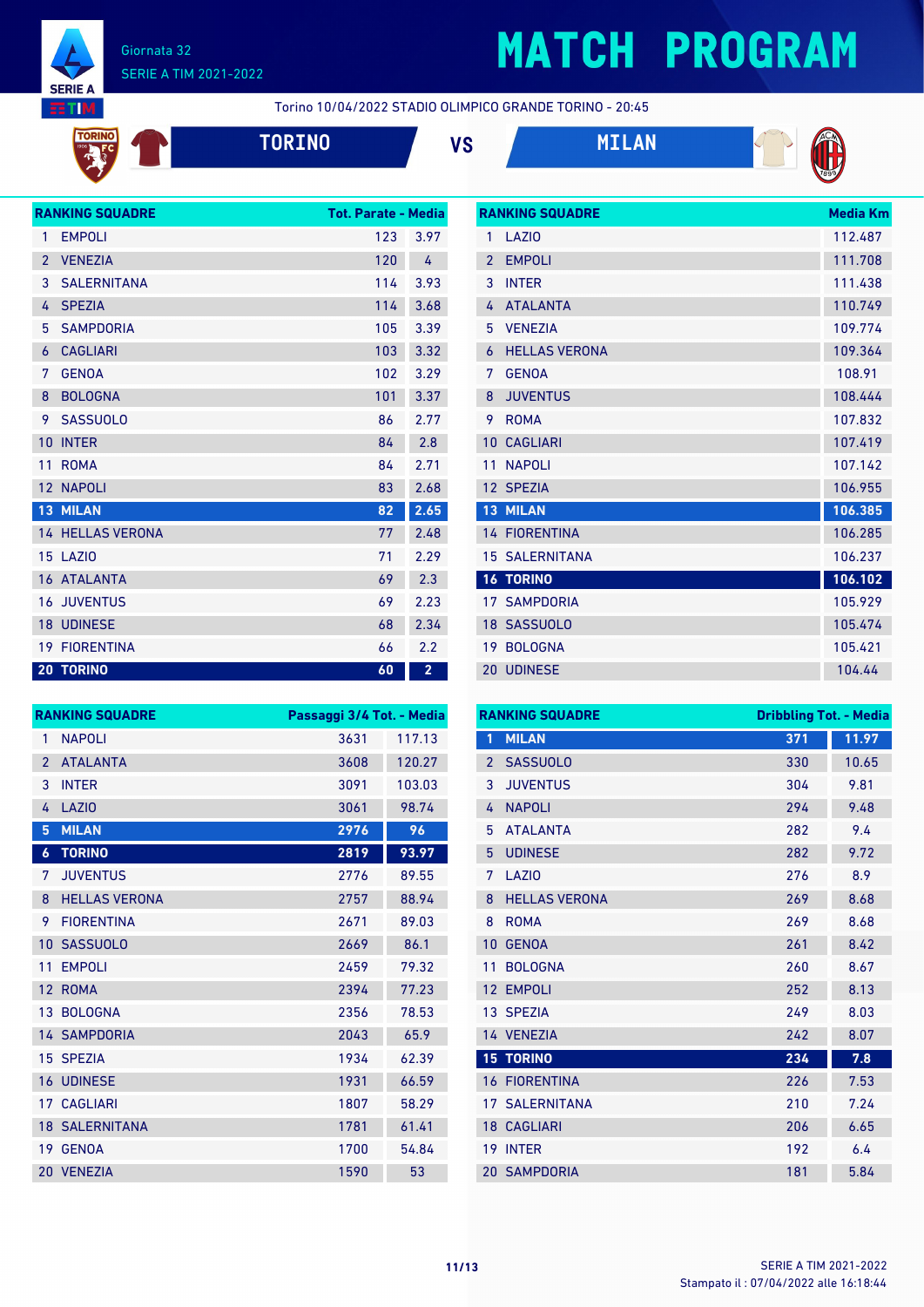Giornata 32
SERIE A TIM 2021-2022

# MATCH PROGRAM

Torino 10/04/2022 STADIO OLIMPICO GRANDE TORINO - 20:45

**TORINO** VS **MILAN**

| RANKING SQUADRE | | Tot. Parate | Media |
|---|---|---|---|
| 1 | EMPOLI | 123 | 3.97 |
| 2 | VENEZIA | 120 | 4 |
| 3 | SALERNITANA | 114 | 3.93 |
| 4 | SPEZIA | 114 | 3.68 |
| 5 | SAMPDORIA | 105 | 3.39 |
| 6 | CAGLIARI | 103 | 3.32 |
| 7 | GENOA | 102 | 3.29 |
| 8 | BOLOGNA | 101 | 3.37 |
| 9 | SASSUOLO | 86 | 2.77 |
| 10 | INTER | 84 | 2.8 |
| 11 | ROMA | 84 | 2.71 |
| 12 | NAPOLI | 83 | 2.68 |
| 13 | **MILAN** | **82** | **2.65** |
| 14 | HELLAS VERONA | 77 | 2.48 |
| 15 | LAZIO | 71 | 2.29 |
| 16 | ATALANTA | 69 | 2.3 |
| 16 | JUVENTUS | 69 | 2.23 |
| 18 | UDINESE | 68 | 2.34 |
| 19 | FIORENTINA | 66 | 2.2 |
| 20 | **TORINO** | **60** | **2** |

| RANKING SQUADRE | | Media Km |
|---|---|---|
| 1 | LAZIO | 112.487 |
| 2 | EMPOLI | 111.708 |
| 3 | INTER | 111.438 |
| 4 | ATALANTA | 110.749 |
| 5 | VENEZIA | 109.774 |
| 6 | HELLAS VERONA | 109.364 |
| 7 | GENOA | 108.91 |
| 8 | JUVENTUS | 108.444 |
| 9 | ROMA | 107.832 |
| 10 | CAGLIARI | 107.419 |
| 11 | NAPOLI | 107.142 |
| 12 | SPEZIA | 106.955 |
| 13 | **MILAN** | **106.385** |
| 14 | FIORENTINA | 106.285 |
| 15 | SALERNITANA | 106.237 |
| 16 | **TORINO** | **106.102** |
| 17 | SAMPDORIA | 105.929 |
| 18 | SASSUOLO | 105.474 |
| 19 | BOLOGNA | 105.421 |
| 20 | UDINESE | 104.44 |

| RANKING SQUADRE | | Passaggi 3/4 Tot. | Media |
|---|---|---|---|
| 1 | NAPOLI | 3631 | 117.13 |
| 2 | ATALANTA | 3608 | 120.27 |
| 3 | INTER | 3091 | 103.03 |
| 4 | LAZIO | 3061 | 98.74 |
| 5 | **MILAN** | **2976** | **96** |
| 6 | **TORINO** | **2819** | **93.97** |
| 7 | JUVENTUS | 2776 | 89.55 |
| 8 | HELLAS VERONA | 2757 | 88.94 |
| 9 | FIORENTINA | 2671 | 89.03 |
| 10 | SASSUOLO | 2669 | 86.1 |
| 11 | EMPOLI | 2459 | 79.32 |
| 12 | ROMA | 2394 | 77.23 |
| 13 | BOLOGNA | 2356 | 78.53 |
| 14 | SAMPDORIA | 2043 | 65.9 |
| 15 | SPEZIA | 1934 | 62.39 |
| 16 | UDINESE | 1931 | 66.59 |
| 17 | CAGLIARI | 1807 | 58.29 |
| 18 | SALERNITANA | 1781 | 61.41 |
| 19 | GENOA | 1700 | 54.84 |
| 20 | VENEZIA | 1590 | 53 |

| RANKING SQUADRE | | Dribbling Tot. | Media |
|---|---|---|---|
| 1 | **MILAN** | **371** | **11.97** |
| 2 | SASSUOLO | 330 | 10.65 |
| 3 | JUVENTUS | 304 | 9.81 |
| 4 | NAPOLI | 294 | 9.48 |
| 5 | ATALANTA | 282 | 9.4 |
| 5 | UDINESE | 282 | 9.72 |
| 7 | LAZIO | 276 | 8.9 |
| 8 | HELLAS VERONA | 269 | 8.68 |
| 8 | ROMA | 269 | 8.68 |
| 10 | GENOA | 261 | 8.42 |
| 11 | BOLOGNA | 260 | 8.67 |
| 12 | EMPOLI | 252 | 8.13 |
| 13 | SPEZIA | 249 | 8.03 |
| 14 | VENEZIA | 242 | 8.07 |
| 15 | **TORINO** | **234** | **7.8** |
| 16 | FIORENTINA | 226 | 7.53 |
| 17 | SALERNITANA | 210 | 7.24 |
| 18 | CAGLIARI | 206 | 6.65 |
| 19 | INTER | 192 | 6.4 |
| 20 | SAMPDORIA | 181 | 5.84 |

Stampato il : 07/04/2022 alle 16:18:44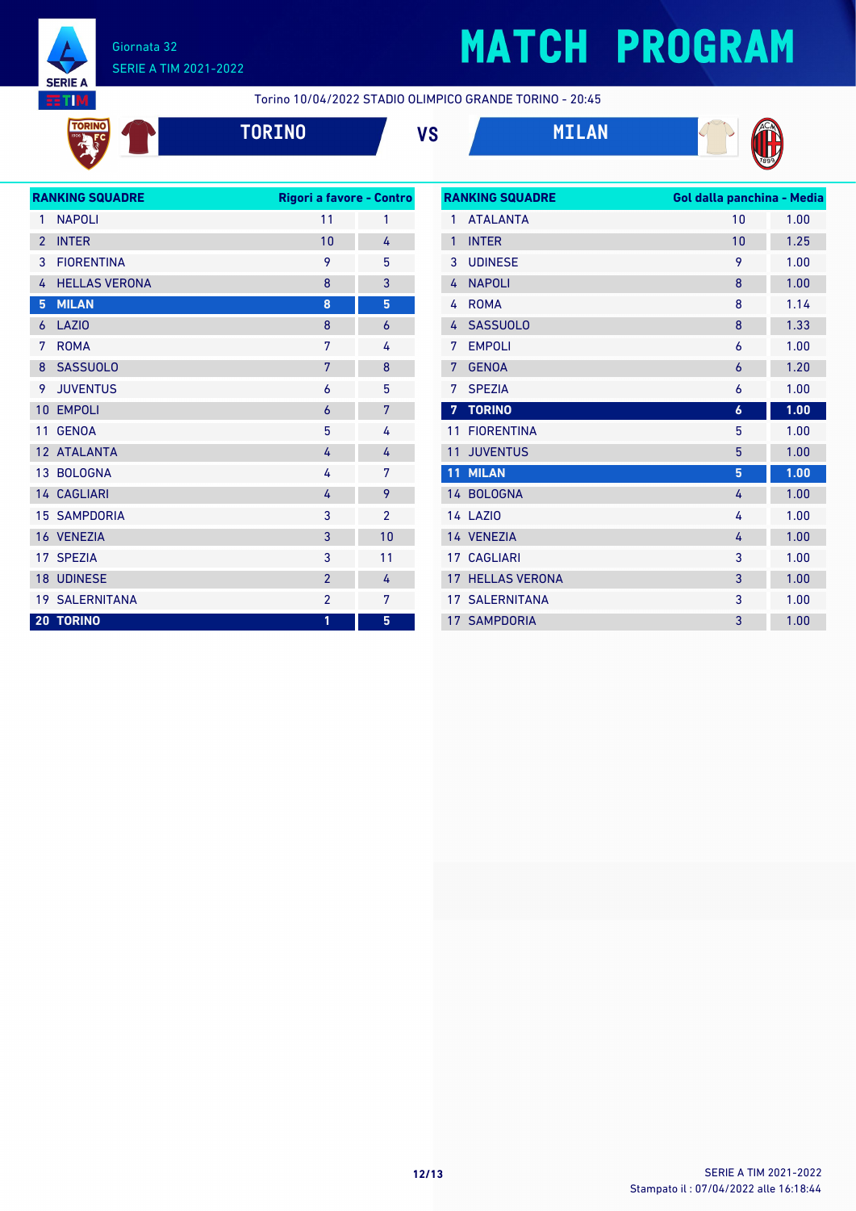# MATCH PROGRAM

Giornata 32
SERIE A TIM 2021-2022

Torino 10/04/2022 STADIO OLIMPICO GRANDE TORINO - 20:45

**TORINO** VS **MILAN**

| RANKING SQUADRE | | Rigori a favore | Contro |
|---|---|---|---|
| 1 | NAPOLI | 11 | 1 |
| 2 | INTER | 10 | 4 |
| 3 | FIORENTINA | 9 | 5 |
| 4 | HELLAS VERONA | 8 | 3 |
| **5** | **MILAN** | **8** | **5** |
| 6 | LAZIO | 8 | 6 |
| 7 | ROMA | 7 | 4 |
| 8 | SASSUOLO | 7 | 8 |
| 9 | JUVENTUS | 6 | 5 |
| 10 | EMPOLI | 6 | 7 |
| 11 | GENOA | 5 | 4 |
| 12 | ATALANTA | 4 | 4 |
| 13 | BOLOGNA | 4 | 7 |
| 14 | CAGLIARI | 4 | 9 |
| 15 | SAMPDORIA | 3 | 2 |
| 16 | VENEZIA | 3 | 10 |
| 17 | SPEZIA | 3 | 11 |
| 18 | UDINESE | 2 | 4 |
| 19 | SALERNITANA | 2 | 7 |
| **20** | **TORINO** | **1** | **5** |

| RANKING SQUADRE | | Gol dalla panchina | Media |
|---|---|---|---|
| 1 | ATALANTA | 10 | 1.00 |
| 1 | INTER | 10 | 1.25 |
| 3 | UDINESE | 9 | 1.00 |
| 4 | NAPOLI | 8 | 1.00 |
| 4 | ROMA | 8 | 1.14 |
| 4 | SASSUOLO | 8 | 1.33 |
| 7 | EMPOLI | 6 | 1.00 |
| 7 | GENOA | 6 | 1.20 |
| 7 | SPEZIA | 6 | 1.00 |
| **7** | **TORINO** | **6** | **1.00** |
| 11 | FIORENTINA | 5 | 1.00 |
| 11 | JUVENTUS | 5 | 1.00 |
| **11** | **MILAN** | **5** | **1.00** |
| 14 | BOLOGNA | 4 | 1.00 |
| 14 | LAZIO | 4 | 1.00 |
| 14 | VENEZIA | 4 | 1.00 |
| 17 | CAGLIARI | 3 | 1.00 |
| 17 | HELLAS VERONA | 3 | 1.00 |
| 17 | SALERNITANA | 3 | 1.00 |
| 17 | SAMPDORIA | 3 | 1.00 |

SERIE A TIM 2021-2022
Stampato il : 07/04/2022 alle 16:18:44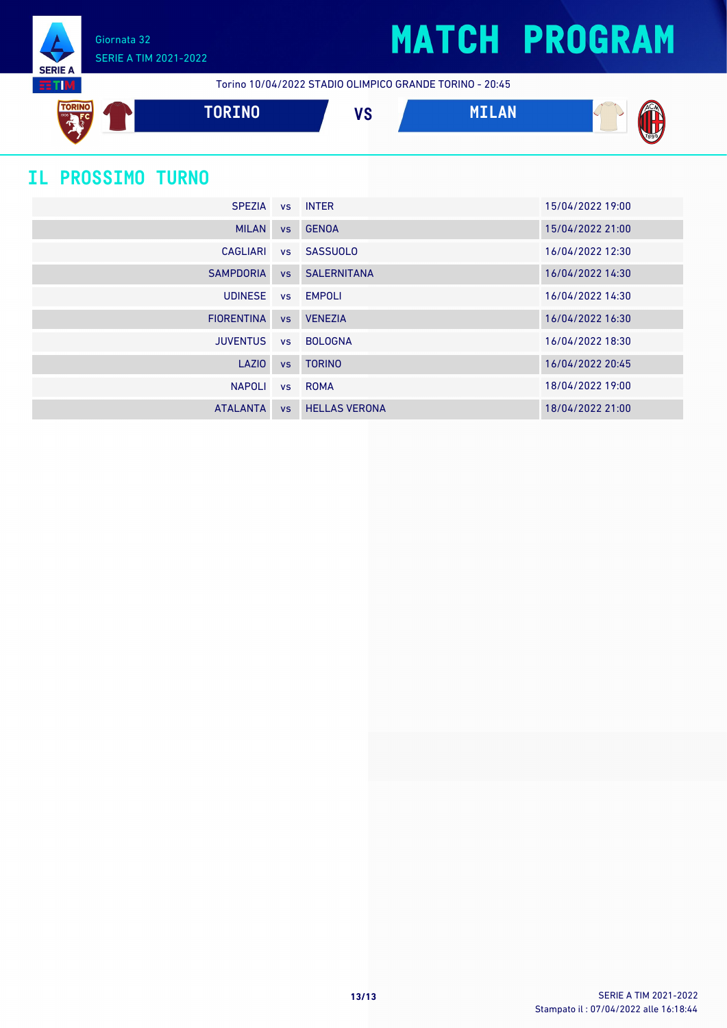Giornata 32
SERIE A TIM 2021-2022

# MATCH PROGRAM

Torino 10/04/2022 STADIO OLIMPICO GRANDE TORINO - 20:45

TORINO VS MILAN

## IL PROSSIMO TURNO

| | | | |
|---|---|---|---|
| SPEZIA | vs | INTER | 15/04/2022 19:00 |
| MILAN | vs | GENOA | 15/04/2022 21:00 |
| CAGLIARI | vs | SASSUOLO | 16/04/2022 12:30 |
| SAMPDORIA | vs | SALERNITANA | 16/04/2022 14:30 |
| UDINESE | vs | EMPOLI | 16/04/2022 14:30 |
| FIORENTINA | vs | VENEZIA | 16/04/2022 16:30 |
| JUVENTUS | vs | BOLOGNA | 16/04/2022 18:30 |
| LAZIO | vs | TORINO | 16/04/2022 20:45 |
| NAPOLI | vs | ROMA | 18/04/2022 19:00 |
| ATALANTA | vs | HELLAS VERONA | 18/04/2022 21:00 |

SERIE A TIM 2021-2022
Stampato il : 07/04/2022 alle 16:18:44